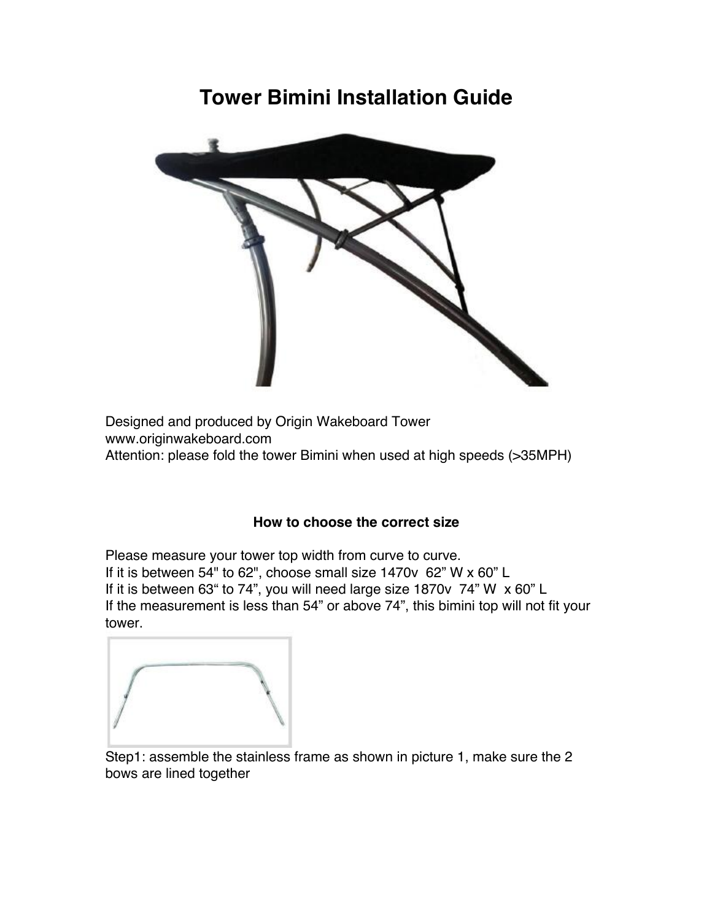# Tower Bimini Installation Guide

Designed and produced by Origin Wakeboard Tower
www.originwakeboard.com
Attention: please fold the tower Bimini when used at high speeds (>35MPH)

### How to choose the correct size

Please measure your tower top width from curve to curve.
If it is between 54" to 62", choose small size 1470v  62" W x 60" L
If it is between 63" to 74", you will need large size 1870v  74" W  x 60" L
If the measurement is less than 54" or above 74", this bimini top will not fit your tower.

Step1: assemble the stainless frame as shown in picture 1, make sure the 2 bows are lined together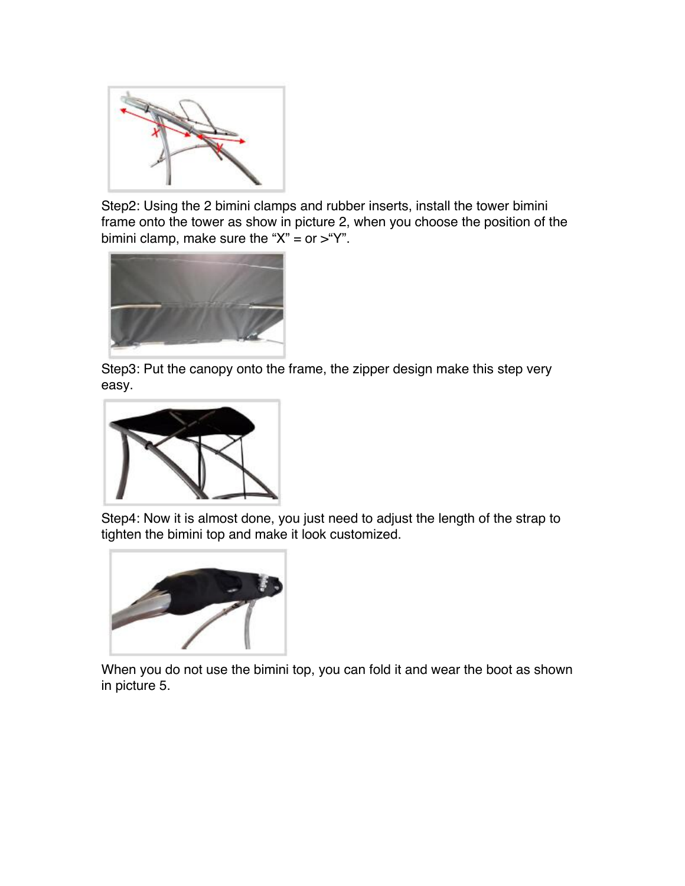Step2: Using the 2 bimini clamps and rubber inserts, install the tower bimini frame onto the tower as show in picture 2, when you choose the position of the bimini clamp, make sure the "X" = or >"Y".

Step3: Put the canopy onto the frame, the zipper design make this step very easy.

Step4: Now it is almost done, you just need to adjust the length of the strap to tighten the bimini top and make it look customized.

When you do not use the bimini top, you can fold it and wear the boot as shown in picture 5.